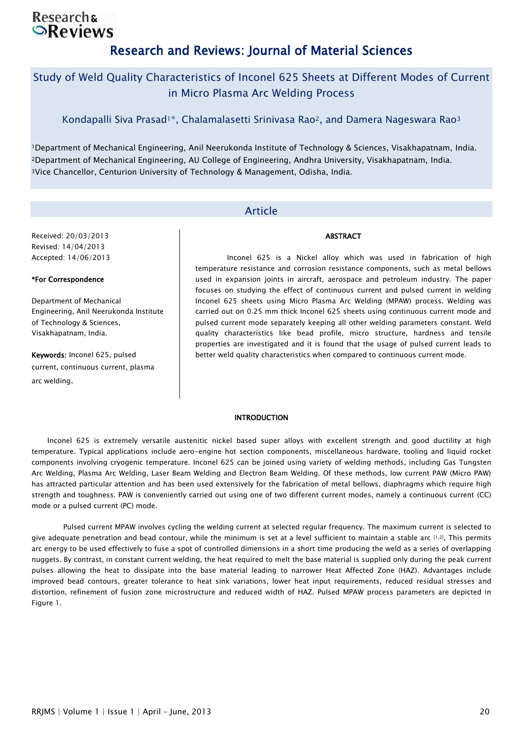Research and Reviews: Journal of Material Sciences

# Study of Weld Quality Characteristics of Inconel 625 Sheets at Different Modes of Current in Micro Plasma Arc Welding Process

Kondapalli Siva Prasad[1]*, Chalamalasetti Srinivasa Rao[2], and Damera Nageswara Rao[3]

[1]Department of Mechanical Engineering, Anil Neerukonda Institute of Technology & Sciences, Visakhapatnam, India.
[2]Department of Mechanical Engineering, AU College of Engineering, Andhra University, Visakhapatnam, India.
[3]Vice Chancellor, Centurion University of Technology & Management, Odisha, India.

## Article

Received: 20/03/2013
Revised: 14/04/2013
Accepted: 14/06/2013

**\*For Correspondence**

Department of Mechanical Engineering, Anil Neerukonda Institute of Technology & Sciences, Visakhapatnam, India.

**Keywords:** Inconel 625, pulsed current, continuous current, plasma arc welding.

## ABSTRACT

Inconel 625 is a Nickel alloy which was used in fabrication of high temperature resistance and corrosion resistance components, such as metal bellows used in expansion joints in aircraft, aerospace and petroleum industry. The paper focuses on studying the effect of continuous current and pulsed current in welding Inconel 625 sheets using Micro Plasma Arc Welding (MPAW) process. Welding was carried out on 0.25 mm thick Inconel 625 sheets using continuous current mode and pulsed current mode separately keeping all other welding parameters constant. Weld quality characteristics like bead profile, micro structure, hardness and tensile properties are investigated and it is found that the usage of pulsed current leads to better weld quality characteristics when compared to continuous current mode.

## INTRODUCTION

Inconel 625 is extremely versatile austenitic nickel based super alloys with excellent strength and good ductility at high temperature. Typical applications include aero-engine hot section components, miscellaneous hardware, tooling and liquid rocket components involving cryogenic temperature. Inconel 625 can be joined using variety of welding methods, including Gas Tungsten Arc Welding, Plasma Arc Welding, Laser Beam Welding and Electron Beam Welding. Of these methods, low current PAW (Micro PAW) has attracted particular attention and has been used extensively for the fabrication of metal bellows, diaphragms which require high strength and toughness. PAW is conveniently carried out using one of two different current modes, namely a continuous current (CC) mode or a pulsed current (PC) mode.

Pulsed current MPAW involves cycling the welding current at selected regular frequency. The maximum current is selected to give adequate penetration and bead contour, while the minimum is set at a level sufficient to maintain a stable arc [1,2]. This permits arc energy to be used effectively to fuse a spot of controlled dimensions in a short time producing the weld as a series of overlapping nuggets. By contrast, in constant current welding, the heat required to melt the base material is supplied only during the peak current pulses allowing the heat to dissipate into the base material leading to narrower Heat Affected Zone (HAZ). Advantages include improved bead contours, greater tolerance to heat sink variations, lower heat input requirements, reduced residual stresses and distortion, refinement of fusion zone microstructure and reduced width of HAZ. Pulsed MPAW process parameters are depicted in Figure 1.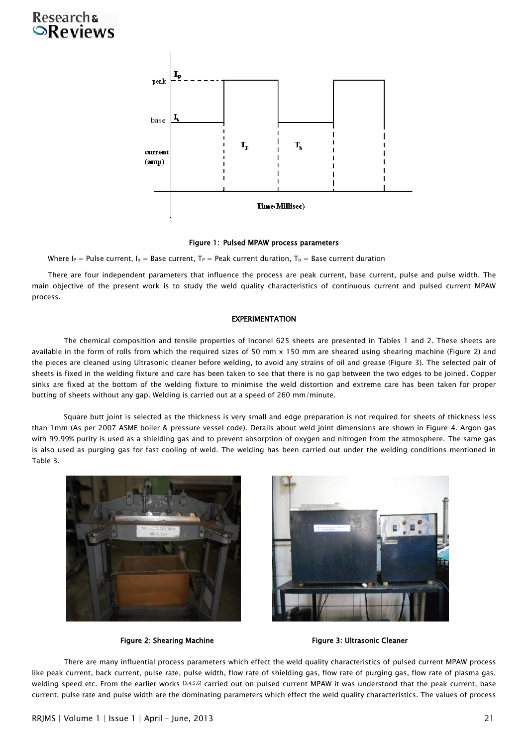Figure 1: Pulsed MPAW process parameters

Where $I_P$ = Pulse current, $I_b$ = Base current, $T_P$ = Peak current duration, $T_b$ = Base current duration

There are four independent parameters that influence the process are peak current, base current, pulse and pulse width. The main objective of the present work is to study the weld quality characteristics of continuous current and pulsed current MPAW process.

## EXPERIMENTATION

The chemical composition and tensile properties of Inconel 625 sheets are presented in Tables 1 and 2. These sheets are available in the form of rolls from which the required sizes of 50 mm x 150 mm are sheared using shearing machine (Figure 2) and the pieces are cleaned using Ultrasonic cleaner before welding, to avoid any strains of oil and grease (Figure 3). The selected pair of sheets is fixed in the welding fixture and care has been taken to see that there is no gap between the two edges to be joined. Copper sinks are fixed at the bottom of the welding fixture to minimise the weld distortion and extreme care has been taken for proper butting of sheets without any gap. Welding is carried out at a speed of 260 mm/minute.

Square butt joint is selected as the thickness is very small and edge preparation is not required for sheets of thickness less than 1mm (As per 2007 ASME boiler & pressure vessel code). Details about weld joint dimensions are shown in Figure 4. Argon gas with 99.99% purity is used as a shielding gas and to prevent absorption of oxygen and nitrogen from the atmosphere. The same gas is also used as purging gas for fast cooling of weld. The welding has been carried out under the welding conditions mentioned in Table 3.

Figure 2: Shearing Machine

Figure 3: Ultrasonic Cleaner

There are many influential process parameters which effect the weld quality characteristics of pulsed current MPAW process like peak current, back current, pulse rate, pulse width, flow rate of shielding gas, flow rate of purging gas, flow rate of plasma gas, welding speed etc. From the earlier works [3,4,5,6] carried out on pulsed current MPAW it was understood that the peak current, base current, pulse rate and pulse width are the dominating parameters which effect the weld quality characteristics. The values of process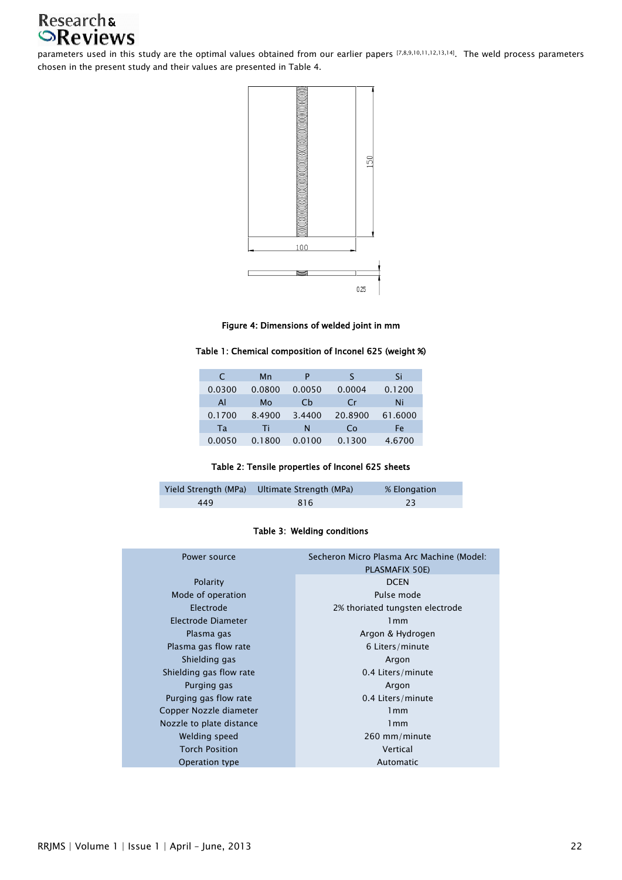parameters used in this study are the optimal values obtained from our earlier papers [7,8,9,10,11,12,13,14]. The weld process parameters chosen in the present study and their values are presented in Table 4.

Figure 4: Dimensions of welded joint in mm

**Table 1: Chemical composition of Inconel 625 (weight %)**

| C | Mn | P | S | Si |
|---|---|---|---|---|
| 0.0300 | 0.0800 | 0.0050 | 0.0004 | 0.1200 |
| Al | Mo | Cb | Cr | Ni |
| 0.1700 | 8.4900 | 3.4400 | 20.8900 | 61.6000 |
| Ta | Ti | N | Co | Fe |
| 0.0050 | 0.1800 | 0.0100 | 0.1300 | 4.6700 |

**Table 2: Tensile properties of Inconel 625 sheets**

| Yield Strength (MPa) | Ultimate Strength (MPa) | % Elongation |
|---|---|---|
| 449 | 816 | 23 |

**Table 3: Welding conditions**

| Parameter | Value |
|---|---|
| Power source | Secheron Micro Plasma Arc Machine (Model: PLASMAFIX 50E) |
| Polarity | DCEN |
| Mode of operation | Pulse mode |
| Electrode | 2% thoriated tungsten electrode |
| Electrode Diameter | 1mm |
| Plasma gas | Argon & Hydrogen |
| Plasma gas flow rate | 6 Liters/minute |
| Shielding gas | Argon |
| Shielding gas flow rate | 0.4 Liters/minute |
| Purging gas | Argon |
| Purging gas flow rate | 0.4 Liters/minute |
| Copper Nozzle diameter | 1mm |
| Nozzle to plate distance | 1mm |
| Welding speed | 260 mm/minute |
| Torch Position | Vertical |
| Operation type | Automatic |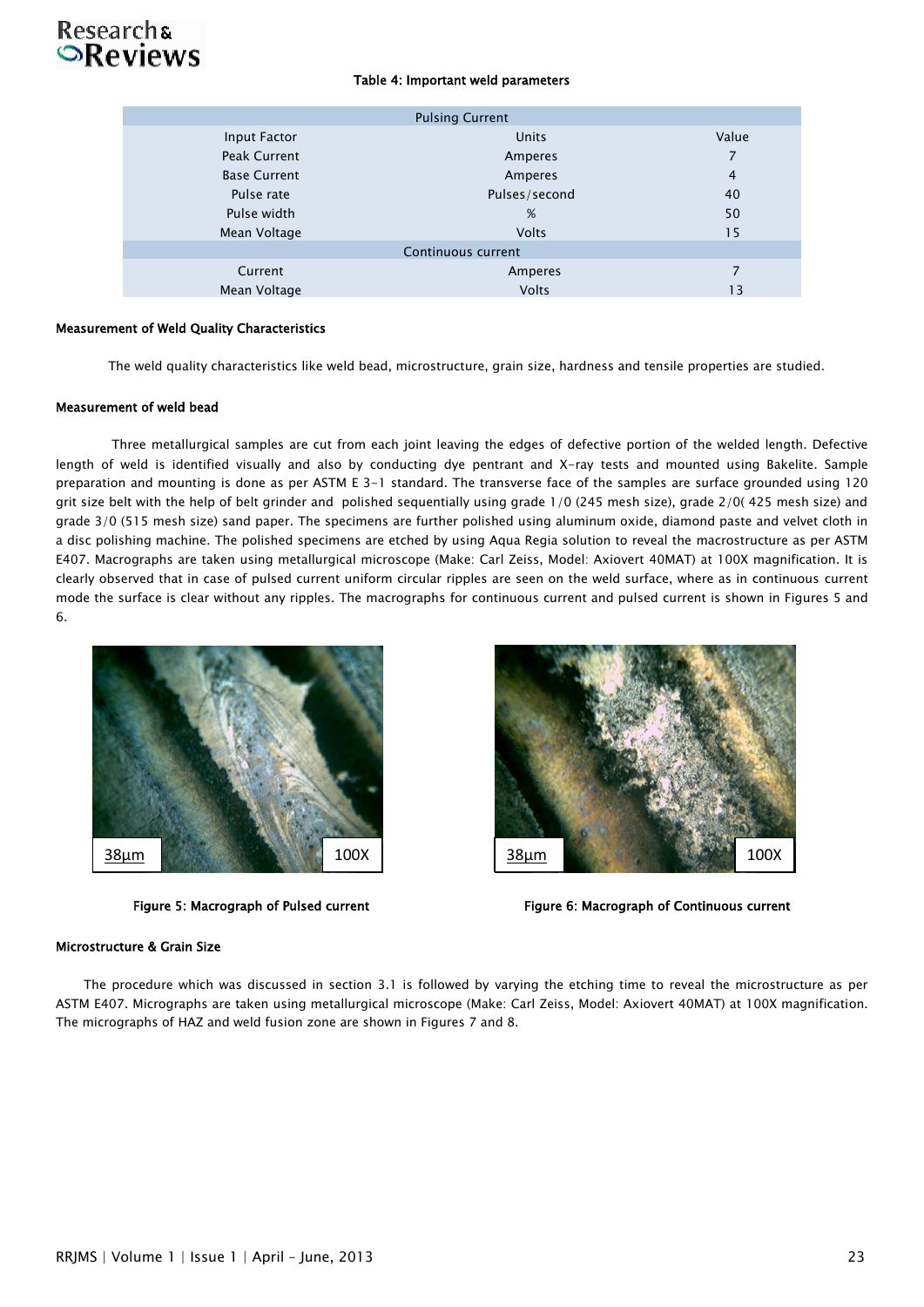Table 4: Important weld parameters

| Pulsing Current | | |
|---|---|---|
| Input Factor | Units | Value |
| Peak Current | Amperes | 7 |
| Base Current | Amperes | 4 |
| Pulse rate | Pulses/second | 40 |
| Pulse width | % | 50 |
| Mean Voltage | Volts | 15 |
| Continuous current | | |
| Current | Amperes | 7 |
| Mean Voltage | Volts | 13 |

### Measurement of Weld Quality Characteristics

The weld quality characteristics like weld bead, microstructure, grain size, hardness and tensile properties are studied.

### Measurement of weld bead

Three metallurgical samples are cut from each joint leaving the edges of defective portion of the welded length. Defective length of weld is identified visually and also by conducting dye pentrant and X-ray tests and mounted using Bakelite. Sample preparation and mounting is done as per ASTM E 3-1 standard. The transverse face of the samples are surface grounded using 120 grit size belt with the help of belt grinder and polished sequentially using grade 1/0 (245 mesh size), grade 2/0( 425 mesh size) and grade 3/0 (515 mesh size) sand paper. The specimens are further polished using aluminum oxide, diamond paste and velvet cloth in a disc polishing machine. The polished specimens are etched by using Aqua Regia solution to reveal the macrostructure as per ASTM E407. Macrographs are taken using metallurgical microscope (Make: Carl Zeiss, Model: Axiovert 40MAT) at 100X magnification. It is clearly observed that in case of pulsed current uniform circular ripples are seen on the weld surface, where as in continuous current mode the surface is clear without any ripples. The macrographs for continuous current and pulsed current is shown in Figures 5 and 6.

38µm 100X

Figure 5: Macrograph of Pulsed current

38µm 100X

Figure 6: Macrograph of Continuous current

### Microstructure & Grain Size

The procedure which was discussed in section 3.1 is followed by varying the etching time to reveal the microstructure as per ASTM E407. Micrographs are taken using metallurgical microscope (Make: Carl Zeiss, Model: Axiovert 40MAT) at 100X magnification. The micrographs of HAZ and weld fusion zone are shown in Figures 7 and 8.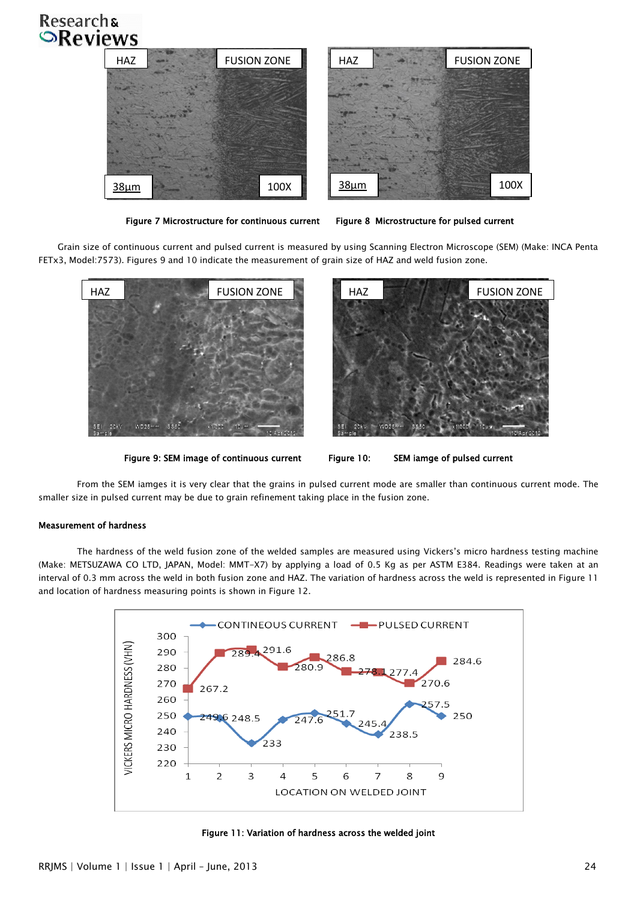Figure 7 Microstructure for continuous current Figure 8 Microstructure for pulsed current

Grain size of continuous current and pulsed current is measured by using Scanning Electron Microscope (SEM) (Make: INCA Penta FETx3, Model:7573). Figures 9 and 10 indicate the measurement of grain size of HAZ and weld fusion zone.

Figure 9: SEM image of continuous current Figure 10: SEM iamge of pulsed current

From the SEM iamges it is very clear that the grains in pulsed current mode are smaller than continuous current mode. The smaller size in pulsed current may be due to grain refinement taking place in the fusion zone.

**Measurement of hardness**

The hardness of the weld fusion zone of the welded samples are measured using Vickers's micro hardness testing machine (Make: METSUZAWA CO LTD, JAPAN, Model: MMT-X7) by applying a load of 0.5 Kg as per ASTM E384. Readings were taken at an interval of 0.3 mm across the weld in both fusion zone and HAZ. The variation of hardness across the weld is represented in Figure 11 and location of hardness measuring points is shown in Figure 12.

Figure 11: Variation of hardness across the welded joint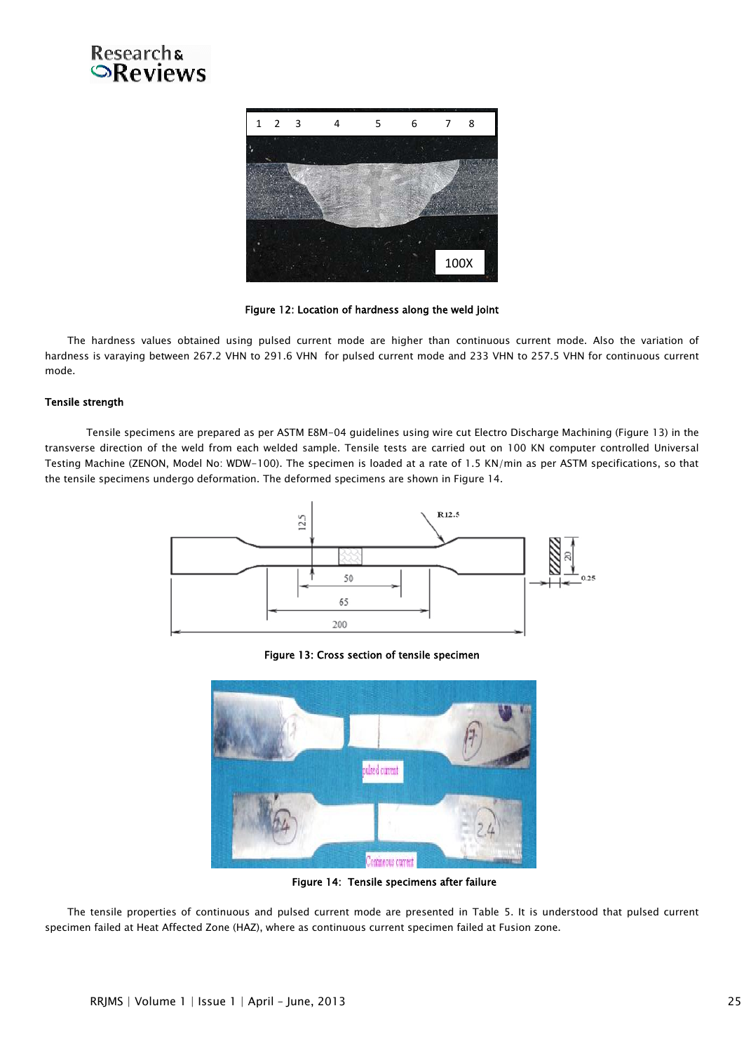Figure 12: Location of hardness along the weld joint

The hardness values obtained using pulsed current mode are higher than continuous current mode. Also the variation of hardness is varaying between 267.2 VHN to 291.6 VHN for pulsed current mode and 233 VHN to 257.5 VHN for continuous current mode.

### Tensile strength

Tensile specimens are prepared as per ASTM E8M-04 guidelines using wire cut Electro Discharge Machining (Figure 13) in the transverse direction of the weld from each welded sample. Tensile tests are carried out on 100 KN computer controlled Universal Testing Machine (ZENON, Model No: WDW-100). The specimen is loaded at a rate of 1.5 KN/min as per ASTM specifications, so that the tensile specimens undergo deformation. The deformed specimens are shown in Figure 14.

Figure 13: Cross section of tensile specimen

Figure 14: Tensile specimens after failure

The tensile properties of continuous and pulsed current mode are presented in Table 5. It is understood that pulsed current specimen failed at Heat Affected Zone (HAZ), where as continuous current specimen failed at Fusion zone.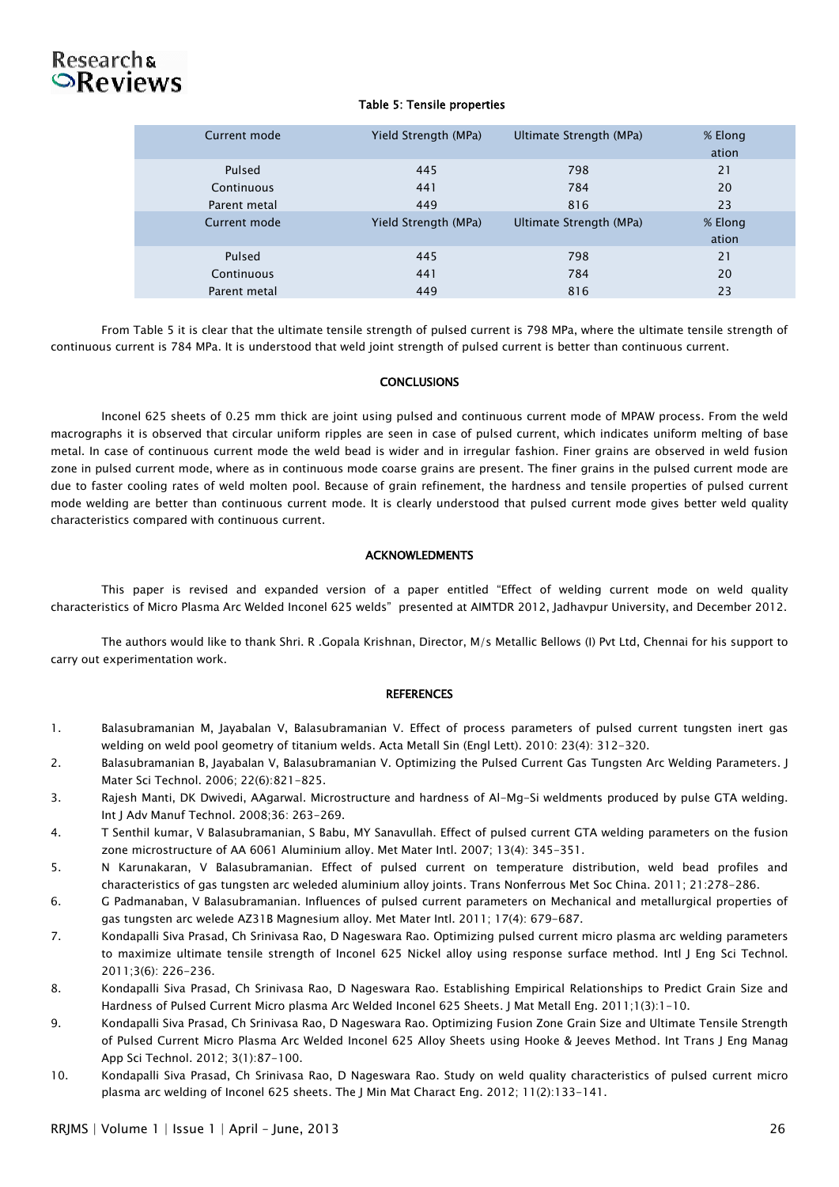Table 5: Tensile properties

| Current mode | Yield Strength (MPa) | Ultimate Strength (MPa) | % Elongation |
|---|---|---|---|
| Pulsed | 445 | 798 | 21 |
| Continuous | 441 | 784 | 20 |
| Parent metal | 449 | 816 | 23 |
| Current mode | Yield Strength (MPa) | Ultimate Strength (MPa) | % Elongation |
| Pulsed | 445 | 798 | 21 |
| Continuous | 441 | 784 | 20 |
| Parent metal | 449 | 816 | 23 |

From Table 5 it is clear that the ultimate tensile strength of pulsed current is 798 MPa, where the ultimate tensile strength of continuous current is 784 MPa. It is understood that weld joint strength of pulsed current is better than continuous current.

## CONCLUSIONS

Inconel 625 sheets of 0.25 mm thick are joint using pulsed and continuous current mode of MPAW process. From the weld macrographs it is observed that circular uniform ripples are seen in case of pulsed current, which indicates uniform melting of base metal. In case of continuous current mode the weld bead is wider and in irregular fashion. Finer grains are observed in weld fusion zone in pulsed current mode, where as in continuous mode coarse grains are present. The finer grains in the pulsed current mode are due to faster cooling rates of weld molten pool. Because of grain refinement, the hardness and tensile properties of pulsed current mode welding are better than continuous current mode. It is clearly understood that pulsed current mode gives better weld quality characteristics compared with continuous current.

## ACKNOWLEDMENTS

This paper is revised and expanded version of a paper entitled "Effect of welding current mode on weld quality characteristics of Micro Plasma Arc Welded Inconel 625 welds" presented at AIMTDR 2012, Jadhavpur University, and December 2012.

The authors would like to thank Shri. R .Gopala Krishnan, Director, M/s Metallic Bellows (I) Pvt Ltd, Chennai for his support to carry out experimentation work.

## REFERENCES

1. Balasubramanian M, Jayabalan V, Balasubramanian V. Effect of process parameters of pulsed current tungsten inert gas welding on weld pool geometry of titanium welds. Acta Metall Sin (Engl Lett). 2010: 23(4): 312-320.
2. Balasubramanian B, Jayabalan V, Balasubramanian V. Optimizing the Pulsed Current Gas Tungsten Arc Welding Parameters. J Mater Sci Technol. 2006; 22(6):821-825.
3. Rajesh Manti, DK Dwivedi, AAgarwal. Microstructure and hardness of Al-Mg-Si weldments produced by pulse GTA welding. Int J Adv Manuf Technol. 2008;36: 263-269.
4. T Senthil kumar, V Balasubramanian, S Babu, MY Sanavullah. Effect of pulsed current GTA welding parameters on the fusion zone microstructure of AA 6061 Aluminium alloy. Met Mater Intl. 2007; 13(4): 345-351.
5. N Karunakaran, V Balasubramanian. Effect of pulsed current on temperature distribution, weld bead profiles and characteristics of gas tungsten arc weleded aluminium alloy joints. Trans Nonferrous Met Soc China. 2011; 21:278-286.
6. G Padmanaban, V Balasubramanian. Influences of pulsed current parameters on Mechanical and metallurgical properties of gas tungsten arc welede AZ31B Magnesium alloy. Met Mater Intl. 2011; 17(4): 679-687.
7. Kondapalli Siva Prasad, Ch Srinivasa Rao, D Nageswara Rao. Optimizing pulsed current micro plasma arc welding parameters to maximize ultimate tensile strength of Inconel 625 Nickel alloy using response surface method. Intl J Eng Sci Technol. 2011;3(6): 226-236.
8. Kondapalli Siva Prasad, Ch Srinivasa Rao, D Nageswara Rao. Establishing Empirical Relationships to Predict Grain Size and Hardness of Pulsed Current Micro plasma Arc Welded Inconel 625 Sheets. J Mat Metall Eng. 2011;1(3):1-10.
9. Kondapalli Siva Prasad, Ch Srinivasa Rao, D Nageswara Rao. Optimizing Fusion Zone Grain Size and Ultimate Tensile Strength of Pulsed Current Micro Plasma Arc Welded Inconel 625 Alloy Sheets using Hooke & Jeeves Method. Int Trans J Eng Manag App Sci Technol. 2012; 3(1):87-100.
10. Kondapalli Siva Prasad, Ch Srinivasa Rao, D Nageswara Rao. Study on weld quality characteristics of pulsed current micro plasma arc welding of Inconel 625 sheets. The J Min Mat Charact Eng. 2012; 11(2):133-141.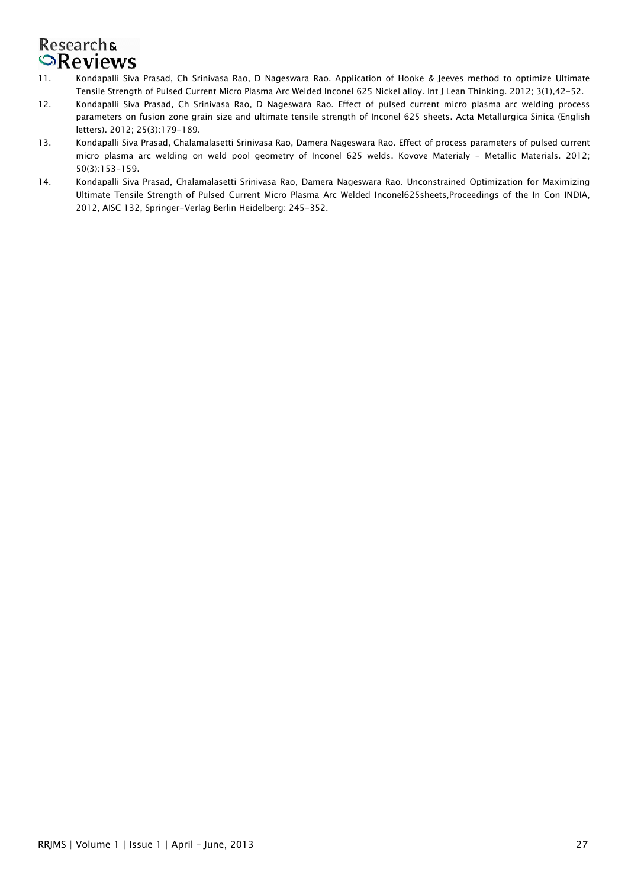11. Kondapalli Siva Prasad, Ch Srinivasa Rao, D Nageswara Rao. Application of Hooke & Jeeves method to optimize Ultimate Tensile Strength of Pulsed Current Micro Plasma Arc Welded Inconel 625 Nickel alloy. Int J Lean Thinking. 2012; 3(1),42-52.
12. Kondapalli Siva Prasad, Ch Srinivasa Rao, D Nageswara Rao. Effect of pulsed current micro plasma arc welding process parameters on fusion zone grain size and ultimate tensile strength of Inconel 625 sheets. Acta Metallurgica Sinica (English letters). 2012; 25(3):179-189.
13. Kondapalli Siva Prasad, Chalamalasetti Srinivasa Rao, Damera Nageswara Rao. Effect of process parameters of pulsed current micro plasma arc welding on weld pool geometry of Inconel 625 welds. Kovove Materialy - Metallic Materials. 2012; 50(3):153-159.
14. Kondapalli Siva Prasad, Chalamalasetti Srinivasa Rao, Damera Nageswara Rao. Unconstrained Optimization for Maximizing Ultimate Tensile Strength of Pulsed Current Micro Plasma Arc Welded Inconel625sheets,Proceedings of the In Con INDIA, 2012, AISC 132, Springer-Verlag Berlin Heidelberg: 245-352.